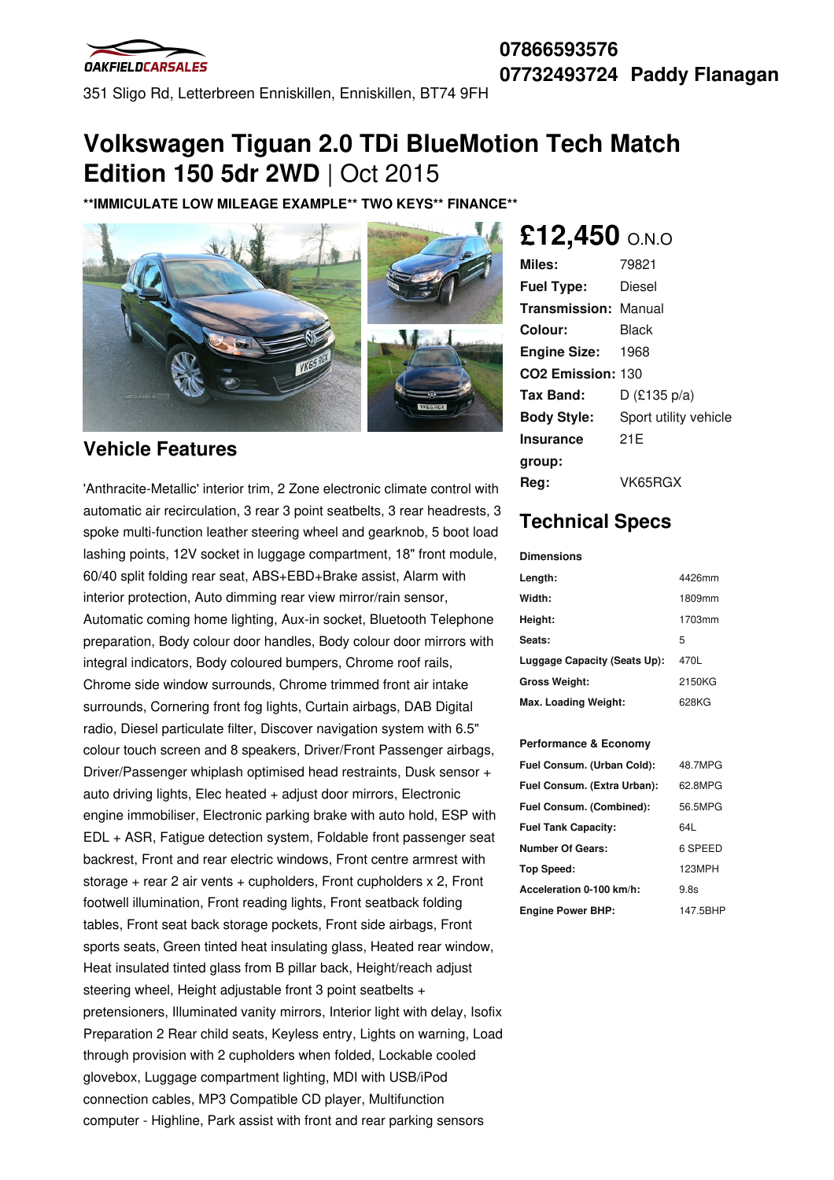OAKFIELDCARSALES

351 Sligo Rd, Letterbreen Enniskillen, Enniskillen, BT74 9FH

07866593576
07732493724 Paddy Flanagan

# Volkswagen Tiguan 2.0 TDi BlueMotion Tech Match Edition 150 5dr 2WD | Oct 2015

**\*\*IMMICULATE LOW MILEAGE EXAMPLE\*\* TWO KEYS\*\* FINANCE\*\***

## £12,450 O.N.O

| | |
|---|---|
| **Miles:** | 79821 |
| **Fuel Type:** | Diesel |
| **Transmission:** | Manual |
| **Colour:** | Black |
| **Engine Size:** | 1968 |
| **CO2 Emission:** | 130 |
| **Tax Band:** | D (£135 p/a) |
| **Body Style:** | Sport utility vehicle |
| **Insurance group:** | 21E |
| **Reg:** | VK65RGX |

## Vehicle Features

'Anthracite-Metallic' interior trim, 2 Zone electronic climate control with automatic air recirculation, 3 rear 3 point seatbelts, 3 rear headrests, 3 spoke multi-function leather steering wheel and gearknob, 5 boot load lashing points, 12V socket in luggage compartment, 18" front module, 60/40 split folding rear seat, ABS+EBD+Brake assist, Alarm with interior protection, Auto dimming rear view mirror/rain sensor, Automatic coming home lighting, Aux-in socket, Bluetooth Telephone preparation, Body colour door handles, Body colour door mirrors with integral indicators, Body coloured bumpers, Chrome roof rails, Chrome side window surrounds, Chrome trimmed front air intake surrounds, Cornering front fog lights, Curtain airbags, DAB Digital radio, Diesel particulate filter, Discover navigation system with 6.5" colour touch screen and 8 speakers, Driver/Front Passenger airbags, Driver/Passenger whiplash optimised head restraints, Dusk sensor + auto driving lights, Elec heated + adjust door mirrors, Electronic engine immobiliser, Electronic parking brake with auto hold, ESP with EDL + ASR, Fatigue detection system, Foldable front passenger seat backrest, Front and rear electric windows, Front centre armrest with storage + rear 2 air vents + cupholders, Front cupholders x 2, Front footwell illumination, Front reading lights, Front seatback folding tables, Front seat back storage pockets, Front side airbags, Front sports seats, Green tinted heat insulating glass, Heated rear window, Heat insulated tinted glass from B pillar back, Height/reach adjust steering wheel, Height adjustable front 3 point seatbelts + pretensioners, Illuminated vanity mirrors, Interior light with delay, Isofix Preparation 2 Rear child seats, Keyless entry, Lights on warning, Load through provision with 2 cupholders when folded, Lockable cooled glovebox, Luggage compartment lighting, MDI with USB/iPod connection cables, MP3 Compatible CD player, Multifunction computer - Highline, Park assist with front and rear parking sensors

## Technical Specs

**Dimensions**

| | |
|---|---|
| **Length:** | 4426mm |
| **Width:** | 1809mm |
| **Height:** | 1703mm |
| **Seats:** | 5 |
| **Luggage Capacity (Seats Up):** | 470L |
| **Gross Weight:** | 2150KG |
| **Max. Loading Weight:** | 628KG |

**Performance & Economy**

| | |
|---|---|
| **Fuel Consum. (Urban Cold):** | 48.7MPG |
| **Fuel Consum. (Extra Urban):** | 62.8MPG |
| **Fuel Consum. (Combined):** | 56.5MPG |
| **Fuel Tank Capacity:** | 64L |
| **Number Of Gears:** | 6 SPEED |
| **Top Speed:** | 123MPH |
| **Acceleration 0-100 km/h:** | 9.8s |
| **Engine Power BHP:** | 147.5BHP |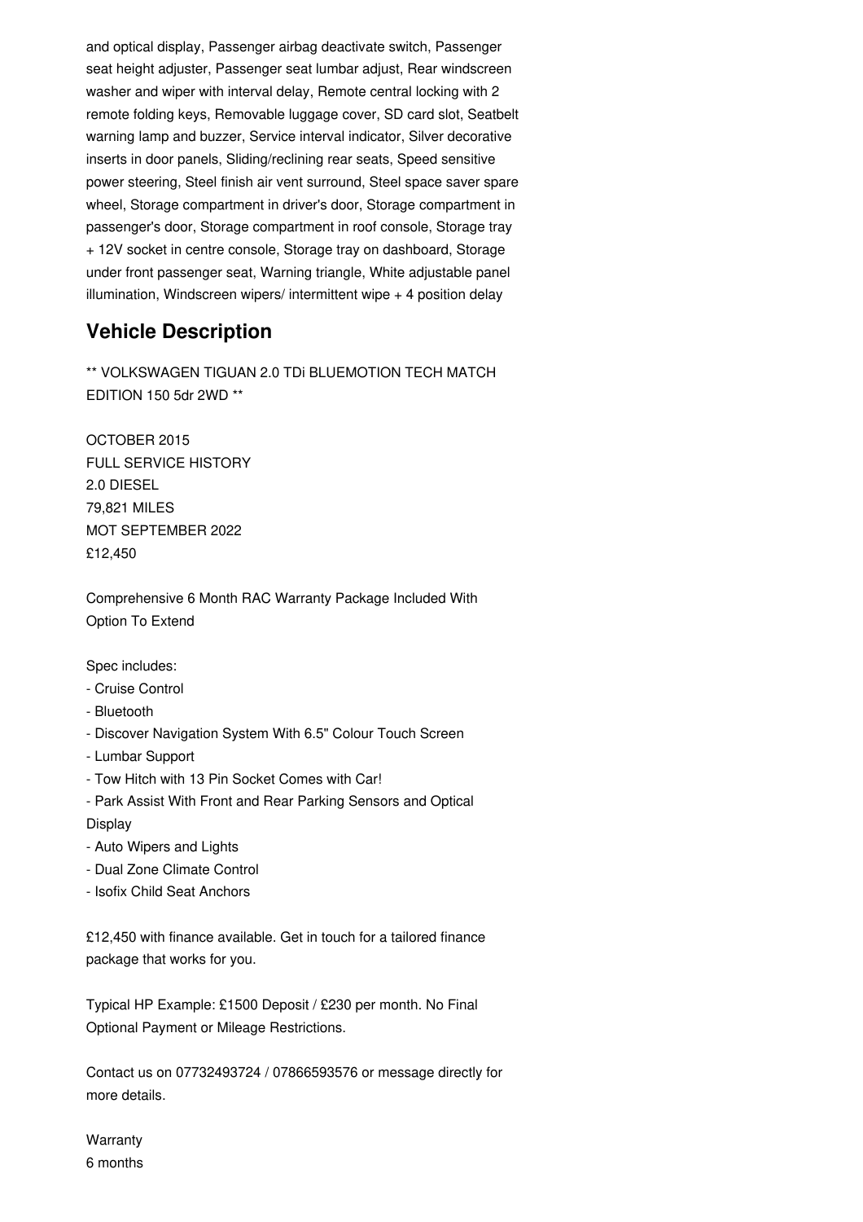and optical display, Passenger airbag deactivate switch, Passenger seat height adjuster, Passenger seat lumbar adjust, Rear windscreen washer and wiper with interval delay, Remote central locking with 2 remote folding keys, Removable luggage cover, SD card slot, Seatbelt warning lamp and buzzer, Service interval indicator, Silver decorative inserts in door panels, Sliding/reclining rear seats, Speed sensitive power steering, Steel finish air vent surround, Steel space saver spare wheel, Storage compartment in driver's door, Storage compartment in passenger's door, Storage compartment in roof console, Storage tray + 12V socket in centre console, Storage tray on dashboard, Storage under front passenger seat, Warning triangle, White adjustable panel illumination, Windscreen wipers/ intermittent wipe + 4 position delay

## Vehicle Description

** VOLKSWAGEN TIGUAN 2.0 TDi BLUEMOTION TECH MATCH EDITION 150 5dr 2WD **

OCTOBER 2015
FULL SERVICE HISTORY
2.0 DIESEL
79,821 MILES
MOT SEPTEMBER 2022
£12,450

Comprehensive 6 Month RAC Warranty Package Included With Option To Extend

Spec includes:
- Cruise Control
- Bluetooth
- Discover Navigation System With 6.5" Colour Touch Screen
- Lumbar Support
- Tow Hitch with 13 Pin Socket Comes with Car!
- Park Assist With Front and Rear Parking Sensors and Optical Display
- Auto Wipers and Lights
- Dual Zone Climate Control
- Isofix Child Seat Anchors

£12,450 with finance available. Get in touch for a tailored finance package that works for you.

Typical HP Example: £1500 Deposit / £230 per month. No Final Optional Payment or Mileage Restrictions.

Contact us on 07732493724 / 07866593576 or message directly for more details.

Warranty
6 months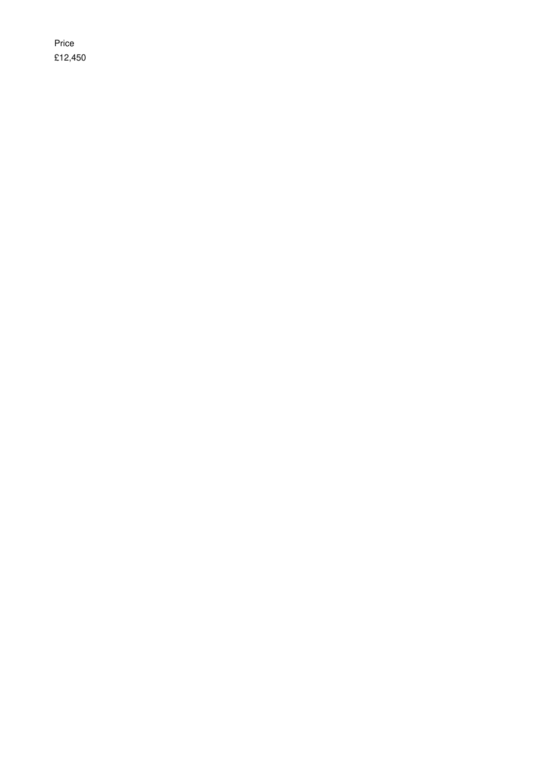Price

£12,450